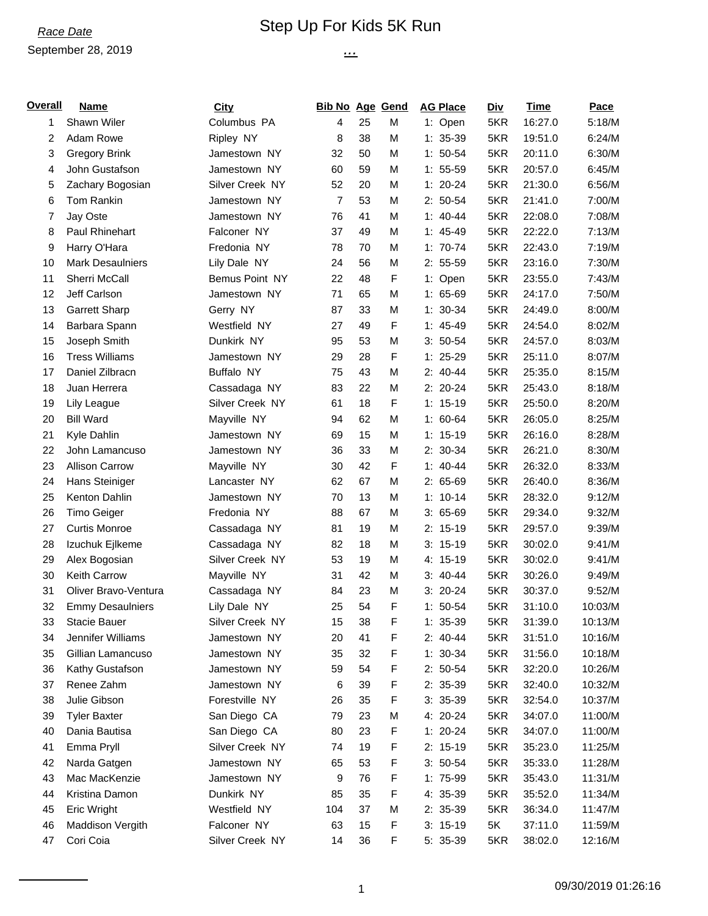*Race Date*

September 28, 2019

# Step Up For Kids 5K Run

...

| Overall | Name | City | Bib No | Age | Gend | AG Place | Div | Time | Pace |
|---|---|---|---|---|---|---|---|---|---|
| 1 | Shawn Wiler | Columbus PA | 4 | 25 | M | 1: Open | 5KR | 16:27.0 | 5:18/M |
| 2 | Adam Rowe | Ripley NY | 8 | 38 | M | 1: 35-39 | 5KR | 19:51.0 | 6:24/M |
| 3 | Gregory Brink | Jamestown NY | 32 | 50 | M | 1: 50-54 | 5KR | 20:11.0 | 6:30/M |
| 4 | John Gustafson | Jamestown NY | 60 | 59 | M | 1: 55-59 | 5KR | 20:57.0 | 6:45/M |
| 5 | Zachary Bogosian | Silver Creek NY | 52 | 20 | M | 1: 20-24 | 5KR | 21:30.0 | 6:56/M |
| 6 | Tom Rankin | Jamestown NY | 7 | 53 | M | 2: 50-54 | 5KR | 21:41.0 | 7:00/M |
| 7 | Jay Oste | Jamestown NY | 76 | 41 | M | 1: 40-44 | 5KR | 22:08.0 | 7:08/M |
| 8 | Paul Rhinehart | Falconer NY | 37 | 49 | M | 1: 45-49 | 5KR | 22:22.0 | 7:13/M |
| 9 | Harry O'Hara | Fredonia NY | 78 | 70 | M | 1: 70-74 | 5KR | 22:43.0 | 7:19/M |
| 10 | Mark Desaulniers | Lily Dale NY | 24 | 56 | M | 2: 55-59 | 5KR | 23:16.0 | 7:30/M |
| 11 | Sherri McCall | Bemus Point NY | 22 | 48 | F | 1: Open | 5KR | 23:55.0 | 7:43/M |
| 12 | Jeff Carlson | Jamestown NY | 71 | 65 | M | 1: 65-69 | 5KR | 24:17.0 | 7:50/M |
| 13 | Garrett Sharp | Gerry NY | 87 | 33 | M | 1: 30-34 | 5KR | 24:49.0 | 8:00/M |
| 14 | Barbara Spann | Westfield NY | 27 | 49 | F | 1: 45-49 | 5KR | 24:54.0 | 8:02/M |
| 15 | Joseph Smith | Dunkirk NY | 95 | 53 | M | 3: 50-54 | 5KR | 24:57.0 | 8:03/M |
| 16 | Tress Williams | Jamestown NY | 29 | 28 | F | 1: 25-29 | 5KR | 25:11.0 | 8:07/M |
| 17 | Daniel Zilbracn | Buffalo NY | 75 | 43 | M | 2: 40-44 | 5KR | 25:35.0 | 8:15/M |
| 18 | Juan Herrera | Cassadaga NY | 83 | 22 | M | 2: 20-24 | 5KR | 25:43.0 | 8:18/M |
| 19 | Lily League | Silver Creek NY | 61 | 18 | F | 1: 15-19 | 5KR | 25:50.0 | 8:20/M |
| 20 | Bill Ward | Mayville NY | 94 | 62 | M | 1: 60-64 | 5KR | 26:05.0 | 8:25/M |
| 21 | Kyle Dahlin | Jamestown NY | 69 | 15 | M | 1: 15-19 | 5KR | 26:16.0 | 8:28/M |
| 22 | John Lamancuso | Jamestown NY | 36 | 33 | M | 2: 30-34 | 5KR | 26:21.0 | 8:30/M |
| 23 | Allison Carrow | Mayville NY | 30 | 42 | F | 1: 40-44 | 5KR | 26:32.0 | 8:33/M |
| 24 | Hans Steiniger | Lancaster NY | 62 | 67 | M | 2: 65-69 | 5KR | 26:40.0 | 8:36/M |
| 25 | Kenton Dahlin | Jamestown NY | 70 | 13 | M | 1: 10-14 | 5KR | 28:32.0 | 9:12/M |
| 26 | Timo Geiger | Fredonia NY | 88 | 67 | M | 3: 65-69 | 5KR | 29:34.0 | 9:32/M |
| 27 | Curtis Monroe | Cassadaga NY | 81 | 19 | M | 2: 15-19 | 5KR | 29:57.0 | 9:39/M |
| 28 | Izuchuk Ejlkeme | Cassadaga NY | 82 | 18 | M | 3: 15-19 | 5KR | 30:02.0 | 9:41/M |
| 29 | Alex Bogosian | Silver Creek NY | 53 | 19 | M | 4: 15-19 | 5KR | 30:02.0 | 9:41/M |
| 30 | Keith Carrow | Mayville NY | 31 | 42 | M | 3: 40-44 | 5KR | 30:26.0 | 9:49/M |
| 31 | Oliver Bravo-Ventura | Cassadaga NY | 84 | 23 | M | 3: 20-24 | 5KR | 30:37.0 | 9:52/M |
| 32 | Emmy Desaulniers | Lily Dale NY | 25 | 54 | F | 1: 50-54 | 5KR | 31:10.0 | 10:03/M |
| 33 | Stacie Bauer | Silver Creek NY | 15 | 38 | F | 1: 35-39 | 5KR | 31:39.0 | 10:13/M |
| 34 | Jennifer Williams | Jamestown NY | 20 | 41 | F | 2: 40-44 | 5KR | 31:51.0 | 10:16/M |
| 35 | Gillian Lamancuso | Jamestown NY | 35 | 32 | F | 1: 30-34 | 5KR | 31:56.0 | 10:18/M |
| 36 | Kathy Gustafson | Jamestown NY | 59 | 54 | F | 2: 50-54 | 5KR | 32:20.0 | 10:26/M |
| 37 | Renee Zahm | Jamestown NY | 6 | 39 | F | 2: 35-39 | 5KR | 32:40.0 | 10:32/M |
| 38 | Julie Gibson | Forestville NY | 26 | 35 | F | 3: 35-39 | 5KR | 32:54.0 | 10:37/M |
| 39 | Tyler Baxter | San Diego CA | 79 | 23 | M | 4: 20-24 | 5KR | 34:07.0 | 11:00/M |
| 40 | Dania Bautisa | San Diego CA | 80 | 23 | F | 1: 20-24 | 5KR | 34:07.0 | 11:00/M |
| 41 | Emma Pryll | Silver Creek NY | 74 | 19 | F | 2: 15-19 | 5KR | 35:23.0 | 11:25/M |
| 42 | Narda Gatgen | Jamestown NY | 65 | 53 | F | 3: 50-54 | 5KR | 35:33.0 | 11:28/M |
| 43 | Mac MacKenzie | Jamestown NY | 9 | 76 | F | 1: 75-99 | 5KR | 35:43.0 | 11:31/M |
| 44 | Kristina Damon | Dunkirk NY | 85 | 35 | F | 4: 35-39 | 5KR | 35:52.0 | 11:34/M |
| 45 | Eric Wright | Westfield NY | 104 | 37 | M | 2: 35-39 | 5KR | 36:34.0 | 11:47/M |
| 46 | Maddison Vergith | Falconer NY | 63 | 15 | F | 3: 15-19 | 5K | 37:11.0 | 11:59/M |
| 47 | Cori Coia | Silver Creek NY | 14 | 36 | F | 5: 35-39 | 5KR | 38:02.0 | 12:16/M |

09/30/2019 01:26:16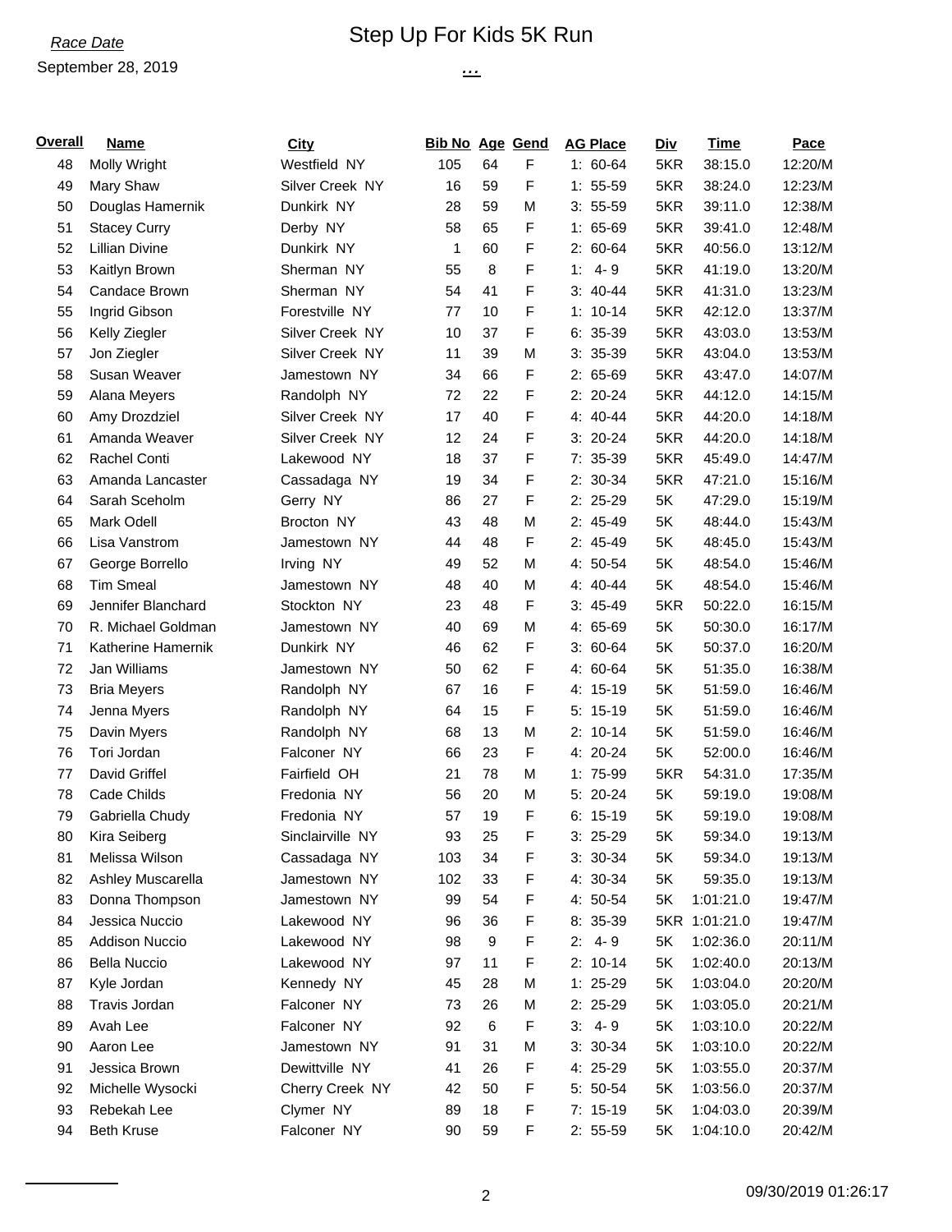*Race Date*

September 28, 2019

# Step Up For Kids 5K Run

...

| Overall | Name | City | Bib No | Age | Gend | AG Place | Div | Time | Pace |
|---|---|---|---|---|---|---|---|---|---|
| 48 | Molly Wright | Westfield NY | 105 | 64 | F | 1: 60-64 | 5KR | 38:15.0 | 12:20/M |
| 49 | Mary Shaw | Silver Creek NY | 16 | 59 | F | 1: 55-59 | 5KR | 38:24.0 | 12:23/M |
| 50 | Douglas Hamernik | Dunkirk NY | 28 | 59 | M | 3: 55-59 | 5KR | 39:11.0 | 12:38/M |
| 51 | Stacey Curry | Derby NY | 58 | 65 | F | 1: 65-69 | 5KR | 39:41.0 | 12:48/M |
| 52 | Lillian Divine | Dunkirk NY | 1 | 60 | F | 2: 60-64 | 5KR | 40:56.0 | 13:12/M |
| 53 | Kaitlyn Brown | Sherman NY | 55 | 8 | F | 1: 4- 9 | 5KR | 41:19.0 | 13:20/M |
| 54 | Candace Brown | Sherman NY | 54 | 41 | F | 3: 40-44 | 5KR | 41:31.0 | 13:23/M |
| 55 | Ingrid Gibson | Forestville NY | 77 | 10 | F | 1: 10-14 | 5KR | 42:12.0 | 13:37/M |
| 56 | Kelly Ziegler | Silver Creek NY | 10 | 37 | F | 6: 35-39 | 5KR | 43:03.0 | 13:53/M |
| 57 | Jon Ziegler | Silver Creek NY | 11 | 39 | M | 3: 35-39 | 5KR | 43:04.0 | 13:53/M |
| 58 | Susan Weaver | Jamestown NY | 34 | 66 | F | 2: 65-69 | 5KR | 43:47.0 | 14:07/M |
| 59 | Alana Meyers | Randolph NY | 72 | 22 | F | 2: 20-24 | 5KR | 44:12.0 | 14:15/M |
| 60 | Amy Drozdziel | Silver Creek NY | 17 | 40 | F | 4: 40-44 | 5KR | 44:20.0 | 14:18/M |
| 61 | Amanda Weaver | Silver Creek NY | 12 | 24 | F | 3: 20-24 | 5KR | 44:20.0 | 14:18/M |
| 62 | Rachel Conti | Lakewood NY | 18 | 37 | F | 7: 35-39 | 5KR | 45:49.0 | 14:47/M |
| 63 | Amanda Lancaster | Cassadaga NY | 19 | 34 | F | 2: 30-34 | 5KR | 47:21.0 | 15:16/M |
| 64 | Sarah Sceholm | Gerry NY | 86 | 27 | F | 2: 25-29 | 5K | 47:29.0 | 15:19/M |
| 65 | Mark Odell | Brocton NY | 43 | 48 | M | 2: 45-49 | 5K | 48:44.0 | 15:43/M |
| 66 | Lisa Vanstrom | Jamestown NY | 44 | 48 | F | 2: 45-49 | 5K | 48:45.0 | 15:43/M |
| 67 | George Borrello | Irving NY | 49 | 52 | M | 4: 50-54 | 5K | 48:54.0 | 15:46/M |
| 68 | Tim Smeal | Jamestown NY | 48 | 40 | M | 4: 40-44 | 5K | 48:54.0 | 15:46/M |
| 69 | Jennifer Blanchard | Stockton NY | 23 | 48 | F | 3: 45-49 | 5KR | 50:22.0 | 16:15/M |
| 70 | R. Michael Goldman | Jamestown NY | 40 | 69 | M | 4: 65-69 | 5K | 50:30.0 | 16:17/M |
| 71 | Katherine Hamernik | Dunkirk NY | 46 | 62 | F | 3: 60-64 | 5K | 50:37.0 | 16:20/M |
| 72 | Jan Williams | Jamestown NY | 50 | 62 | F | 4: 60-64 | 5K | 51:35.0 | 16:38/M |
| 73 | Bria Meyers | Randolph NY | 67 | 16 | F | 4: 15-19 | 5K | 51:59.0 | 16:46/M |
| 74 | Jenna Myers | Randolph NY | 64 | 15 | F | 5: 15-19 | 5K | 51:59.0 | 16:46/M |
| 75 | Davin Myers | Randolph NY | 68 | 13 | M | 2: 10-14 | 5K | 51:59.0 | 16:46/M |
| 76 | Tori Jordan | Falconer NY | 66 | 23 | F | 4: 20-24 | 5K | 52:00.0 | 16:46/M |
| 77 | David Griffel | Fairfield OH | 21 | 78 | M | 1: 75-99 | 5KR | 54:31.0 | 17:35/M |
| 78 | Cade Childs | Fredonia NY | 56 | 20 | M | 5: 20-24 | 5K | 59:19.0 | 19:08/M |
| 79 | Gabriella Chudy | Fredonia NY | 57 | 19 | F | 6: 15-19 | 5K | 59:19.0 | 19:08/M |
| 80 | Kira Seiberg | Sinclairville NY | 93 | 25 | F | 3: 25-29 | 5K | 59:34.0 | 19:13/M |
| 81 | Melissa Wilson | Cassadaga NY | 103 | 34 | F | 3: 30-34 | 5K | 59:34.0 | 19:13/M |
| 82 | Ashley Muscarella | Jamestown NY | 102 | 33 | F | 4: 30-34 | 5K | 59:35.0 | 19:13/M |
| 83 | Donna Thompson | Jamestown NY | 99 | 54 | F | 4: 50-54 | 5K | 1:01:21.0 | 19:47/M |
| 84 | Jessica Nuccio | Lakewood NY | 96 | 36 | F | 8: 35-39 | 5KR | 1:01:21.0 | 19:47/M |
| 85 | Addison Nuccio | Lakewood NY | 98 | 9 | F | 2: 4- 9 | 5K | 1:02:36.0 | 20:11/M |
| 86 | Bella Nuccio | Lakewood NY | 97 | 11 | F | 2: 10-14 | 5K | 1:02:40.0 | 20:13/M |
| 87 | Kyle Jordan | Kennedy NY | 45 | 28 | M | 1: 25-29 | 5K | 1:03:04.0 | 20:20/M |
| 88 | Travis Jordan | Falconer NY | 73 | 26 | M | 2: 25-29 | 5K | 1:03:05.0 | 20:21/M |
| 89 | Avah Lee | Falconer NY | 92 | 6 | F | 3: 4- 9 | 5K | 1:03:10.0 | 20:22/M |
| 90 | Aaron Lee | Jamestown NY | 91 | 31 | M | 3: 30-34 | 5K | 1:03:10.0 | 20:22/M |
| 91 | Jessica Brown | Dewittville NY | 41 | 26 | F | 4: 25-29 | 5K | 1:03:55.0 | 20:37/M |
| 92 | Michelle Wysocki | Cherry Creek NY | 42 | 50 | F | 5: 50-54 | 5K | 1:03:56.0 | 20:37/M |
| 93 | Rebekah Lee | Clymer NY | 89 | 18 | F | 7: 15-19 | 5K | 1:04:03.0 | 20:39/M |
| 94 | Beth Kruse | Falconer NY | 90 | 59 | F | 2: 55-59 | 5K | 1:04:10.0 | 20:42/M |

09/30/2019 01:26:17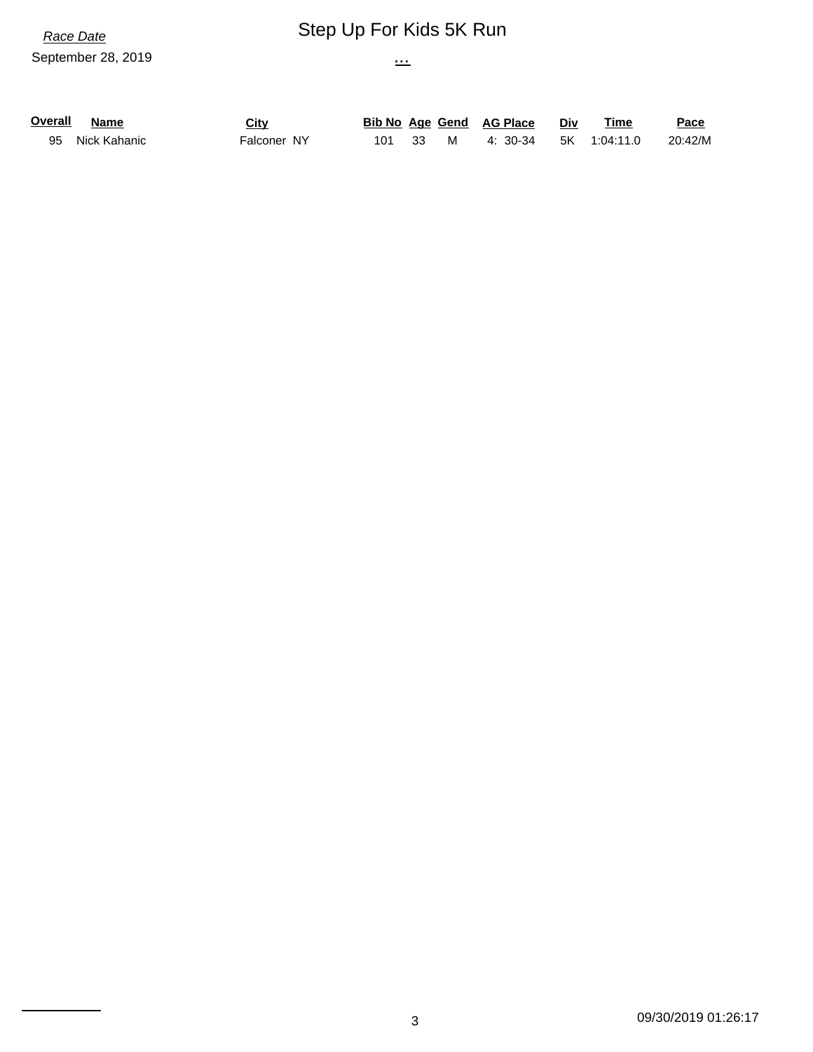*Race Date*

September 28, 2019

# Step Up For Kids 5K Run

***...***

| Overall | Name | City | Bib No | Age | Gend | AG Place | Div | Time | Pace |
|---|---|---|---|---|---|---|---|---|---|
| 95 | Nick Kahanic | Falconer NY | 101 | 33 | M | 4: 30-34 | 5K | 1:04:11.0 | 20:42/M |

09/30/2019 01:26:17